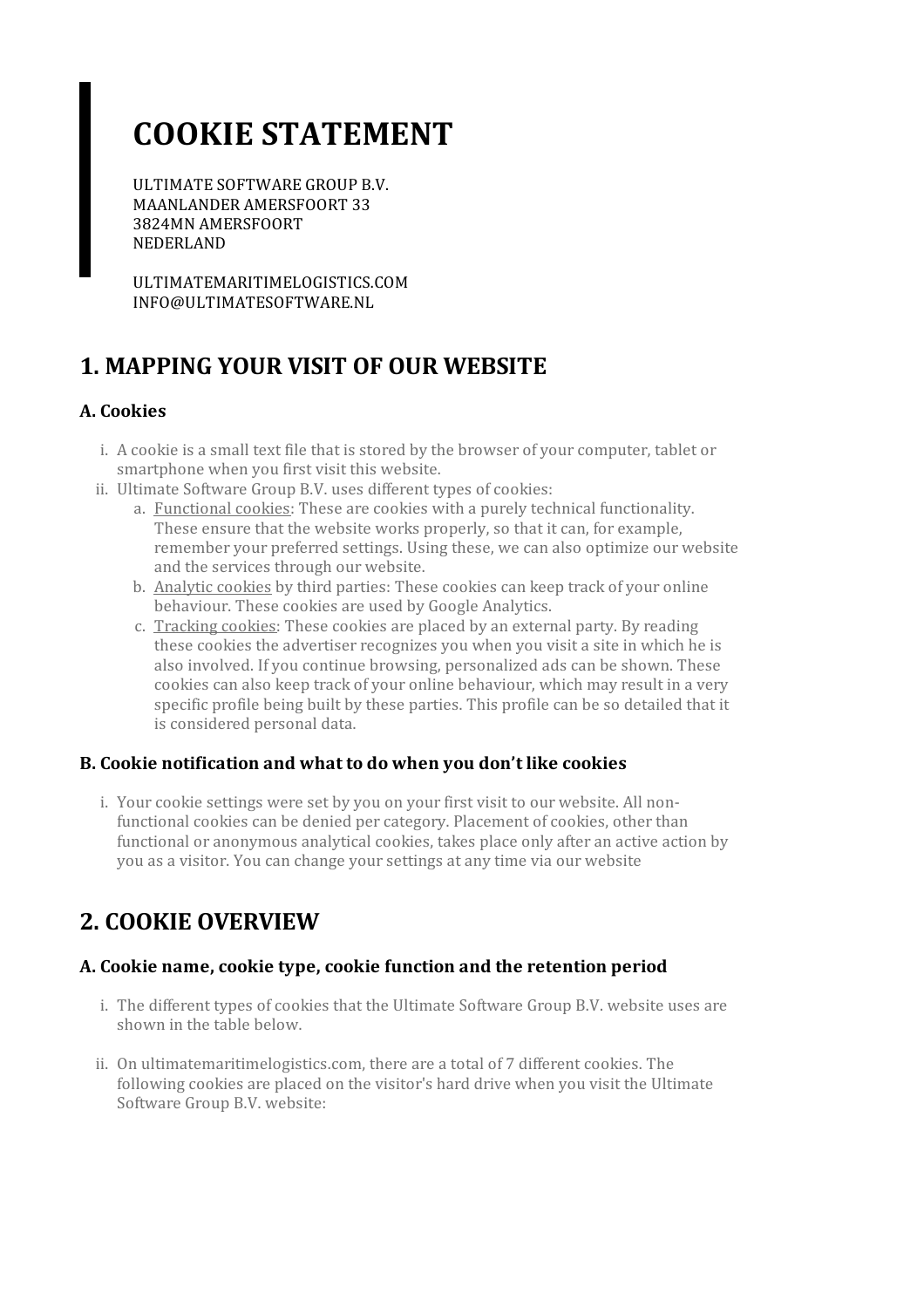# COOKIE STATEMENT

ULTIMATE SOFTWARE GROUP B.V.
MAANLANDER AMERSFOORT 33
3824MN AMERSFOORT
NEDERLAND

ULTIMATEMARITIMELOGISTICS.COM
INFO@ULTIMATESOFTWARE.NL

## 1. MAPPING YOUR VISIT OF OUR WEBSITE

### A. Cookies

i. A cookie is a small text file that is stored by the browser of your computer, tablet or smartphone when you first visit this website.

ii. Ultimate Software Group B.V. uses different types of cookies:

   a. Functional cookies: These are cookies with a purely technical functionality. These ensure that the website works properly, so that it can, for example, remember your preferred settings. Using these, we can also optimize our website and the services through our website.

   b. Analytic cookies by third parties: These cookies can keep track of your online behaviour. These cookies are used by Google Analytics.

   c. Tracking cookies: These cookies are placed by an external party. By reading these cookies the advertiser recognizes you when you visit a site in which he is also involved. If you continue browsing, personalized ads can be shown. These cookies can also keep track of your online behaviour, which may result in a very specific profile being built by these parties. This profile can be so detailed that it is considered personal data.

### B. Cookie notification and what to do when you don't like cookies

i. Your cookie settings were set by you on your first visit to our website. All non-functional cookies can be denied per category. Placement of cookies, other than functional or anonymous analytical cookies, takes place only after an active action by you as a visitor. You can change your settings at any time via our website

## 2. COOKIE OVERVIEW

### A. Cookie name, cookie type, cookie function and the retention period

i. The different types of cookies that the Ultimate Software Group B.V. website uses are shown in the table below.

ii. On ultimatemaritimelogistics.com, there are a total of 7 different cookies. The following cookies are placed on the visitor's hard drive when you visit the Ultimate Software Group B.V. website: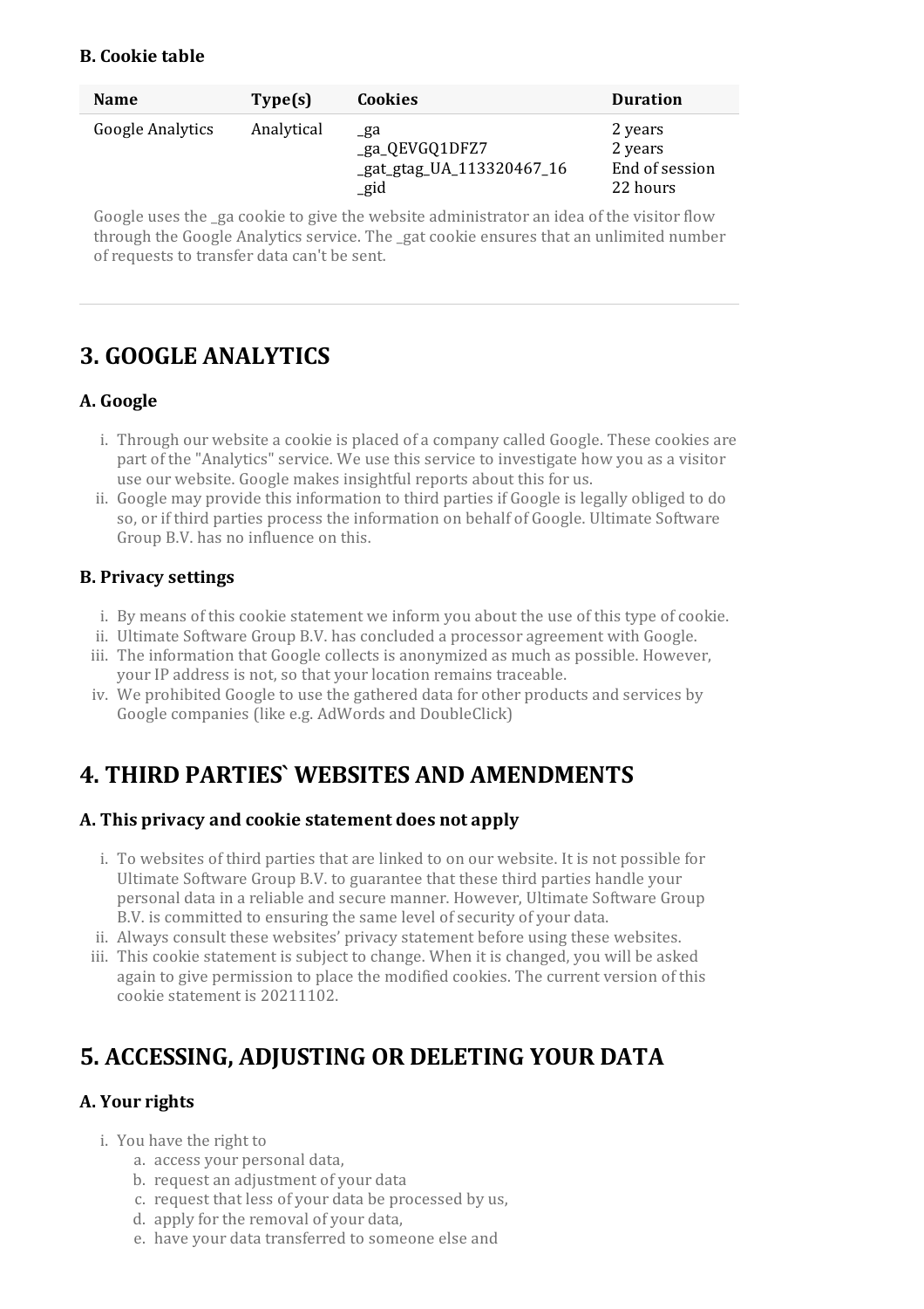### B. Cookie table

| Name | Type(s) | Cookies | Duration |
|---|---|---|---|
| Google Analytics | Analytical | _ga<br>_ga_QEVGQ1DFZ7<br>_gat_gtag_UA_113320467_16<br>_gid | 2 years<br>2 years<br>End of session<br>22 hours |

Google uses the _ga cookie to give the website administrator an idea of the visitor flow through the Google Analytics service. The _gat cookie ensures that an unlimited number of requests to transfer data can't be sent.

---

## 3. GOOGLE ANALYTICS

### A. Google

i. Through our website a cookie is placed of a company called Google. These cookies are part of the "Analytics" service. We use this service to investigate how you as a visitor use our website. Google makes insightful reports about this for us.
ii. Google may provide this information to third parties if Google is legally obliged to do so, or if third parties process the information on behalf of Google. Ultimate Software Group B.V. has no influence on this.

### B. Privacy settings

i. By means of this cookie statement we inform you about the use of this type of cookie.
ii. Ultimate Software Group B.V. has concluded a processor agreement with Google.
iii. The information that Google collects is anonymized as much as possible. However, your IP address is not, so that your location remains traceable.
iv. We prohibited Google to use the gathered data for other products and services by Google companies (like e.g. AdWords and DoubleClick)

## 4. THIRD PARTIES` WEBSITES AND AMENDMENTS

### A. This privacy and cookie statement does not apply

i. To websites of third parties that are linked to on our website. It is not possible for Ultimate Software Group B.V. to guarantee that these third parties handle your personal data in a reliable and secure manner. However, Ultimate Software Group B.V. is committed to ensuring the same level of security of your data.
ii. Always consult these websites' privacy statement before using these websites.
iii. This cookie statement is subject to change. When it is changed, you will be asked again to give permission to place the modified cookies. The current version of this cookie statement is 20211102.

## 5. ACCESSING, ADJUSTING OR DELETING YOUR DATA

### A. Your rights

i. You have the right to
   a. access your personal data,
   b. request an adjustment of your data
   c. request that less of your data be processed by us,
   d. apply for the removal of your data,
   e. have your data transferred to someone else and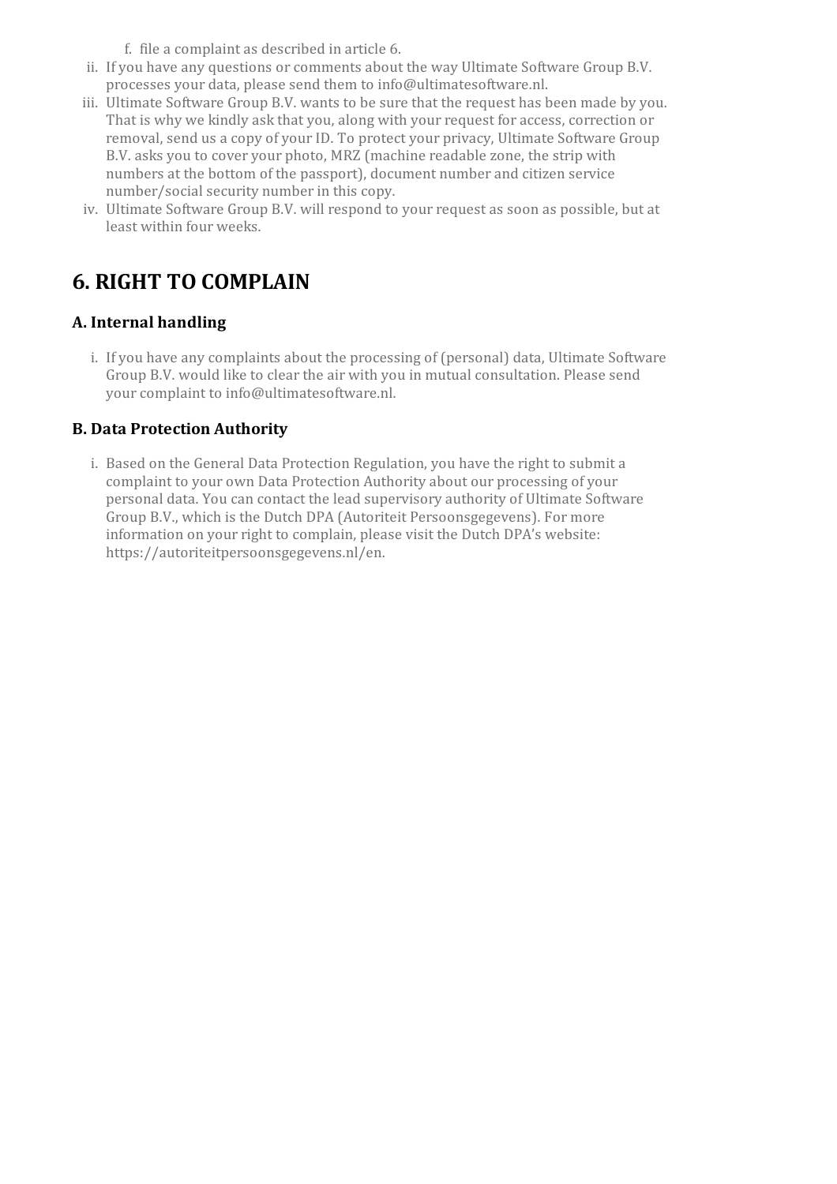f. file a complaint as described in article 6.

ii. If you have any questions or comments about the way Ultimate Software Group B.V. processes your data, please send them to info@ultimatesoftware.nl.

iii. Ultimate Software Group B.V. wants to be sure that the request has been made by you. That is why we kindly ask that you, along with your request for access, correction or removal, send us a copy of your ID. To protect your privacy, Ultimate Software Group B.V. asks you to cover your photo, MRZ (machine readable zone, the strip with numbers at the bottom of the passport), document number and citizen service number/social security number in this copy.

iv. Ultimate Software Group B.V. will respond to your request as soon as possible, but at least within four weeks.

# 6. RIGHT TO COMPLAIN

## A. Internal handling

i. If you have any complaints about the processing of (personal) data, Ultimate Software Group B.V. would like to clear the air with you in mutual consultation. Please send your complaint to info@ultimatesoftware.nl.

## B. Data Protection Authority

i. Based on the General Data Protection Regulation, you have the right to submit a complaint to your own Data Protection Authority about our processing of your personal data. You can contact the lead supervisory authority of Ultimate Software Group B.V., which is the Dutch DPA (Autoriteit Persoonsgegevens). For more information on your right to complain, please visit the Dutch DPA's website: https://autoriteitpersoonsgegevens.nl/en.